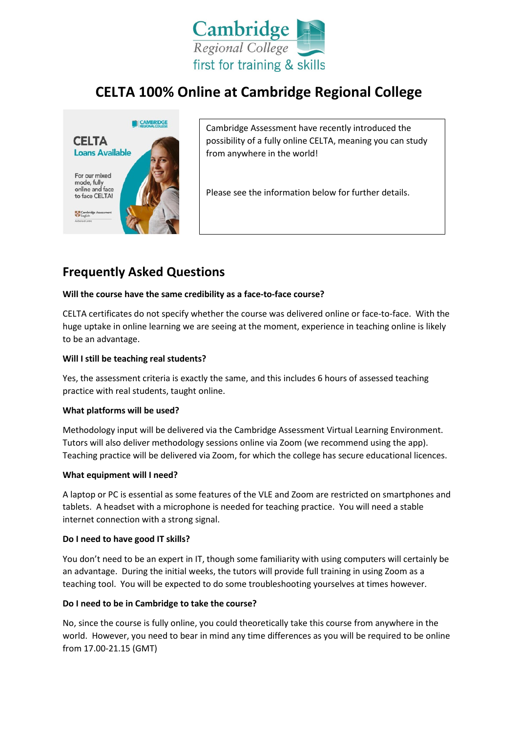# CELTA 100% Online at Cambridge Regional College

Cambridge Assessment have recently introduced the possibility of a fully online CELTA, meaning you can study from anywhere in the world!

Please see the information below for further details.

## Frequently Asked Questions

**Will the course have the same credibility as a face-to-face course?**

CELTA certificates do not specify whether the course was delivered online or face-to-face. With the huge uptake in online learning we are seeing at the moment, experience in teaching online is likely to be an advantage.

**Will I still be teaching real students?**

Yes, the assessment criteria is exactly the same, and this includes 6 hours of assessed teaching practice with real students, taught online.

**What platforms will be used?**

Methodology input will be delivered via the Cambridge Assessment Virtual Learning Environment. Tutors will also deliver methodology sessions online via Zoom (we recommend using the app). Teaching practice will be delivered via Zoom, for which the college has secure educational licences.

**What equipment will I need?**

A laptop or PC is essential as some features of the VLE and Zoom are restricted on smartphones and tablets. A headset with a microphone is needed for teaching practice. You will need a stable internet connection with a strong signal.

**Do I need to have good IT skills?**

You don't need to be an expert in IT, though some familiarity with using computers will certainly be an advantage. During the initial weeks, the tutors will provide full training in using Zoom as a teaching tool. You will be expected to do some troubleshooting yourselves at times however.

**Do I need to be in Cambridge to take the course?**

No, since the course is fully online, you could theoretically take this course from anywhere in the world. However, you need to bear in mind any time differences as you will be required to be online from 17.00-21.15 (GMT)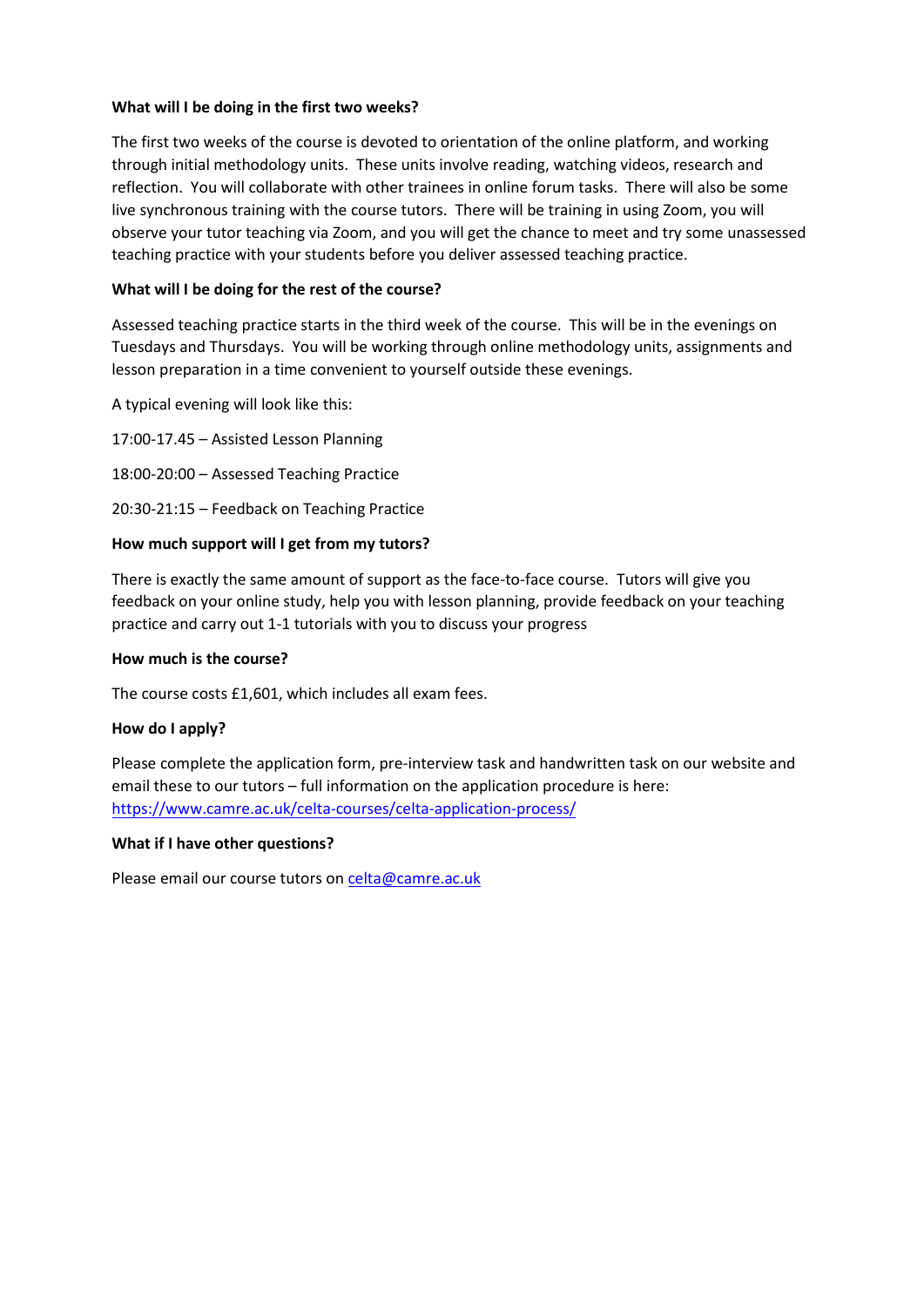**What will I be doing in the first two weeks?**

The first two weeks of the course is devoted to orientation of the online platform, and working through initial methodology units. These units involve reading, watching videos, research and reflection. You will collaborate with other trainees in online forum tasks. There will also be some live synchronous training with the course tutors. There will be training in using Zoom, you will observe your tutor teaching via Zoom, and you will get the chance to meet and try some unassessed teaching practice with your students before you deliver assessed teaching practice.

**What will I be doing for the rest of the course?**

Assessed teaching practice starts in the third week of the course. This will be in the evenings on Tuesdays and Thursdays. You will be working through online methodology units, assignments and lesson preparation in a time convenient to yourself outside these evenings.

A typical evening will look like this:

17:00-17.45 – Assisted Lesson Planning

18:00-20:00 – Assessed Teaching Practice

20:30-21:15 – Feedback on Teaching Practice

**How much support will I get from my tutors?**

There is exactly the same amount of support as the face-to-face course. Tutors will give you feedback on your online study, help you with lesson planning, provide feedback on your teaching practice and carry out 1-1 tutorials with you to discuss your progress

**How much is the course?**

The course costs £1,601, which includes all exam fees.

**How do I apply?**

Please complete the application form, pre-interview task and handwritten task on our website and email these to our tutors – full information on the application procedure is here: [https://www.camre.ac.uk/celta-courses/celta-application-process/](https://www.camre.ac.uk/celta-courses/celta-application-process/)

**What if I have other questions?**

Please email our course tutors on [celta@camre.ac.uk](mailto:celta@camre.ac.uk)